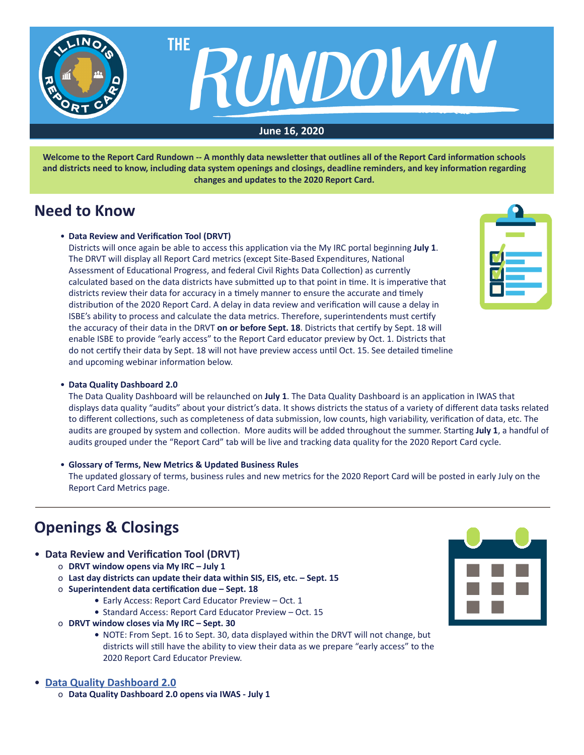# THE RUNDOWN

**June 16, 2020**

**Welcome to the Report Card Rundown -- A monthly data newsletter that outlines all of the Report Card information schools and districts need to know, including data system openings and closings, deadline reminders, and key information regarding changes and updates to the 2020 Report Card.**

## Need to Know

- **Data Review and Verification Tool (DRVT)**
  Districts will once again be able to access this application via the My IRC portal beginning **July 1**. The DRVT will display all Report Card metrics (except Site-Based Expenditures, National Assessment of Educational Progress, and federal Civil Rights Data Collection) as currently calculated based on the data districts have submitted up to that point in time. It is imperative that districts review their data for accuracy in a timely manner to ensure the accurate and timely distribution of the 2020 Report Card. A delay in data review and verification will cause a delay in ISBE's ability to process and calculate the data metrics. Therefore, superintendents must certify the accuracy of their data in the DRVT **on or before Sept. 18**. Districts that certify by Sept. 18 will enable ISBE to provide "early access" to the Report Card educator preview by Oct. 1. Districts that do not certify their data by Sept. 18 will not have preview access until Oct. 15. See detailed timeline and upcoming webinar information below.

- **Data Quality Dashboard 2.0**
  The Data Quality Dashboard will be relaunched on **July 1**. The Data Quality Dashboard is an application in IWAS that displays data quality "audits" about your district's data. It shows districts the status of a variety of different data tasks related to different collections, such as completeness of data submission, low counts, high variability, verification of data, etc. The audits are grouped by system and collection. More audits will be added throughout the summer. Starting **July 1**, a handful of audits grouped under the "Report Card" tab will be live and tracking data quality for the 2020 Report Card cycle.

- **Glossary of Terms, New Metrics & Updated Business Rules**
  The updated glossary of terms, business rules and new metrics for the 2020 Report Card will be posted in early July on the Report Card Metrics page.

---

## Openings & Closings

- **Data Review and Verification Tool (DRVT)**
  - **DRVT window opens via My IRC – July 1**
  - **Last day districts can update their data within SIS, EIS, etc. – Sept. 15**
  - **Superintendent data certification due – Sept. 18**
    - Early Access: Report Card Educator Preview – Oct. 1
    - Standard Access: Report Card Educator Preview – Oct. 15
  - **DRVT window closes via My IRC – Sept. 30**
    - NOTE: From Sept. 16 to Sept. 30, data displayed within the DRVT will not change, but districts will still have the ability to view their data as we prepare "early access" to the 2020 Report Card Educator Preview.

- **Data Quality Dashboard 2.0**
  - **Data Quality Dashboard 2.0 opens via IWAS - July 1**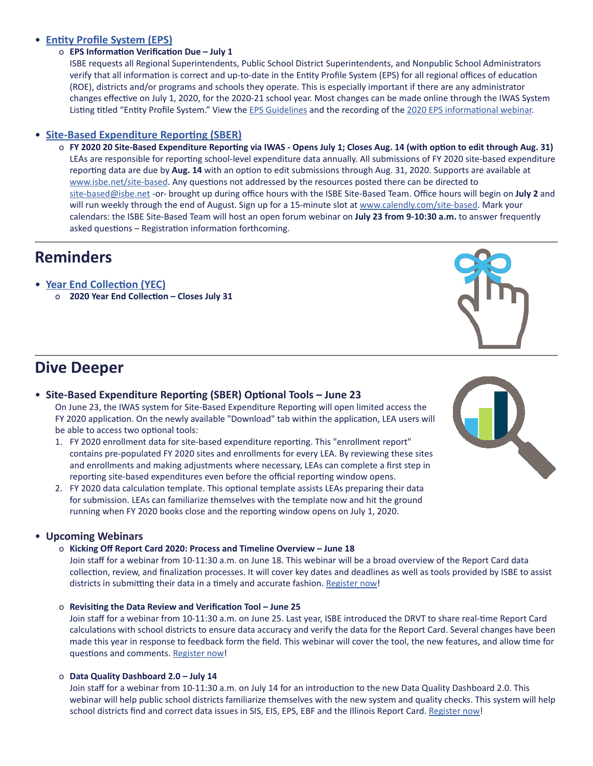- [Entity Profile System (EPS)]
  - **EPS Information Verification Due – July 1**

    ISBE requests all Regional Superintendents, Public School District Superintendents, and Nonpublic School Administrators verify that all information is correct and up-to-date in the Entity Profile System (EPS) for all regional offices of education (ROE), districts and/or programs and schools they operate. This is especially important if there are any administrator changes effective on July 1, 2020, for the 2020-21 school year. Most changes can be made online through the IWAS System Listing titled "Entity Profile System." View the EPS Guidelines and the recording of the 2020 EPS informational webinar.

- **Site-Based Expenditure Reporting (SBER)**
  - **FY 2020 20 Site-Based Expenditure Reporting via IWAS - Opens July 1; Closes Aug. 14 (with option to edit through Aug. 31)**

    LEAs are responsible for reporting school-level expenditure data annually. All submissions of FY 2020 site-based expenditure reporting data are due by **Aug. 14** with an option to edit submissions through Aug. 31, 2020. Supports are available at www.isbe.net/site-based. Any questions not addressed by the resources posted there can be directed to site-based@isbe.net -or- brought up during office hours with the ISBE Site-Based Team. Office hours will begin on **July 2** and will run weekly through the end of August. Sign up for a 15-minute slot at www.calendly.com/site-based. Mark your calendars: the ISBE Site-Based Team will host an open forum webinar on **July 23 from 9-10:30 a.m.** to answer frequently asked questions – Registration information forthcoming.

## Reminders

- **Year End Collection (YEC)**
  - **2020 Year End Collection – Closes July 31**

## Dive Deeper

- **Site-Based Expenditure Reporting (SBER) Optional Tools – June 23**

  On June 23, the IWAS system for Site-Based Expenditure Reporting will open limited access the FY 2020 application. On the newly available "Download" tab within the application, LEA users will be able to access two optional tools:

  1. FY 2020 enrollment data for site-based expenditure reporting. This "enrollment report" contains pre-populated FY 2020 sites and enrollments for every LEA. By reviewing these sites and enrollments and making adjustments where necessary, LEAs can complete a first step in reporting site-based expenditures even before the official reporting window opens.
  2. FY 2020 data calculation template. This optional template assists LEAs preparing their data for submission. LEAs can familiarize themselves with the template now and hit the ground running when FY 2020 books close and the reporting window opens on July 1, 2020.

- **Upcoming Webinars**
  - **Kicking Off Report Card 2020: Process and Timeline Overview – June 18**

    Join staff for a webinar from 10-11:30 a.m. on June 18. This webinar will be a broad overview of the Report Card data collection, review, and finalization processes. It will cover key dates and deadlines as well as tools provided by ISBE to assist districts in submitting their data in a timely and accurate fashion. Register now!

  - **Revisiting the Data Review and Verification Tool – June 25**

    Join staff for a webinar from 10-11:30 a.m. on June 25. Last year, ISBE introduced the DRVT to share real-time Report Card calculations with school districts to ensure data accuracy and verify the data for the Report Card. Several changes have been made this year in response to feedback form the field. This webinar will cover the tool, the new features, and allow time for questions and comments. Register now!

  - **Data Quality Dashboard 2.0 – July 14**

    Join staff for a webinar from 10-11:30 a.m. on July 14 for an introduction to the new Data Quality Dashboard 2.0. This webinar will help public school districts familiarize themselves with the new system and quality checks. This system will help school districts find and correct data issues in SIS, EIS, EPS, EBF and the Illinois Report Card. Register now!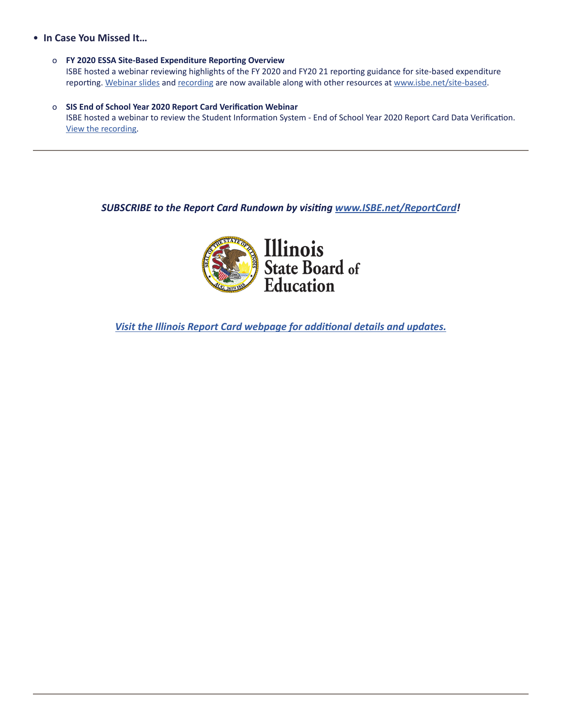- **In Case You Missed It…**
  - **FY 2020 ESSA Site-Based Expenditure Reporting Overview**
    ISBE hosted a webinar reviewing highlights of the FY 2020 and FY20 21 reporting guidance for site-based expenditure reporting. [Webinar slides]() and [recording]() are now available along with other resources at [www.isbe.net/site-based]().
  - **SIS End of School Year 2020 Report Card Verification Webinar**
    ISBE hosted a webinar to review the Student Information System - End of School Year 2020 Report Card Data Verification. [View the recording]().

---

***SUBSCRIBE to the Report Card Rundown by visiting [www.ISBE.net/ReportCard]()!***

Illinois State Board of Education

*[Visit the Illinois Report Card webpage for additional details and updates.]()*